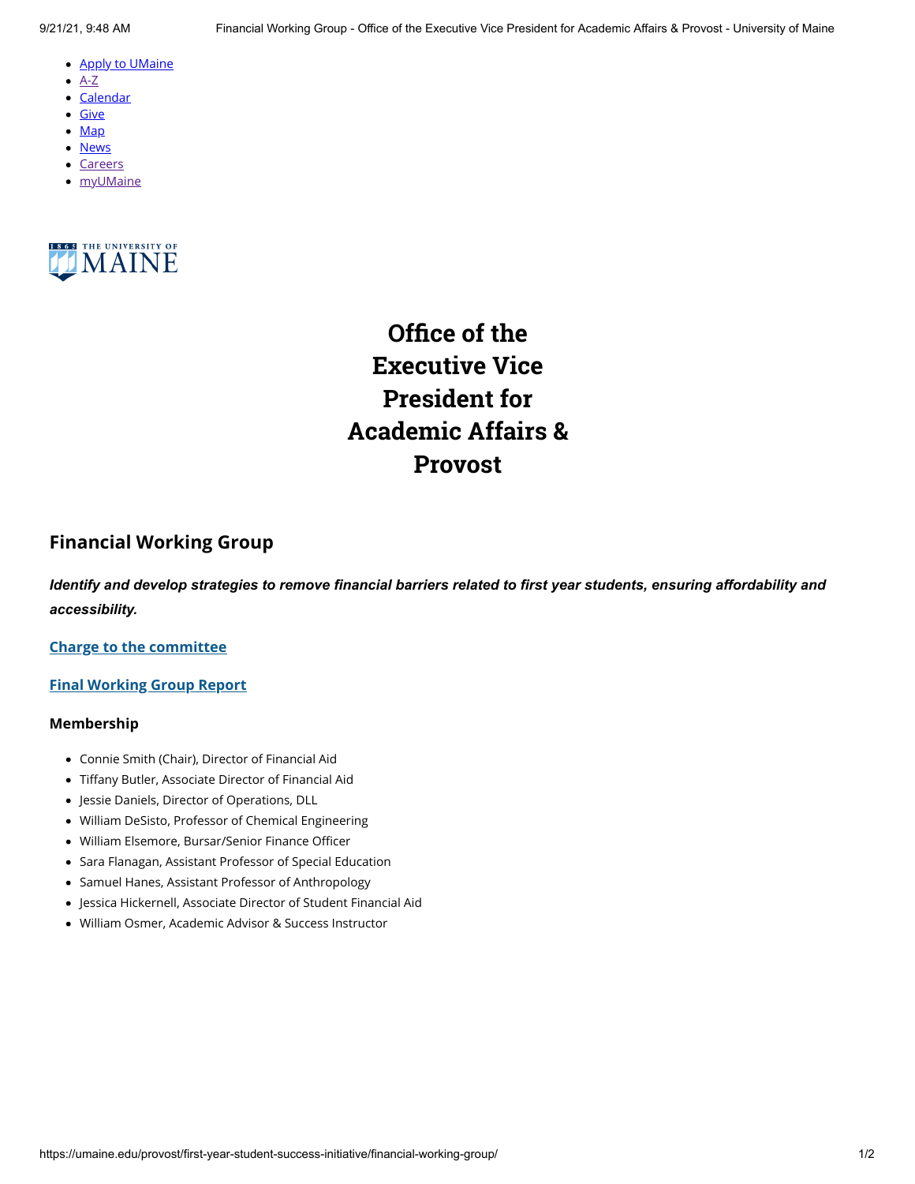- Apply to UMaine
- A-Z
- Calendar
- Give
- Map
- News
- Careers
- myUMaine

# Office of the Executive Vice President for Academic Affairs & Provost

## Financial Working Group

***Identify and develop strategies to remove financial barriers related to first year students, ensuring affordability and accessibility.***

**Charge to the committee**

**Final Working Group Report**

### Membership

- Connie Smith (Chair), Director of Financial Aid
- Tiffany Butler, Associate Director of Financial Aid
- Jessie Daniels, Director of Operations, DLL
- William DeSisto, Professor of Chemical Engineering
- William Elsemore, Bursar/Senior Finance Officer
- Sara Flanagan, Assistant Professor of Special Education
- Samuel Hanes, Assistant Professor of Anthropology
- Jessica Hickernell, Associate Director of Student Financial Aid
- William Osmer, Academic Advisor & Success Instructor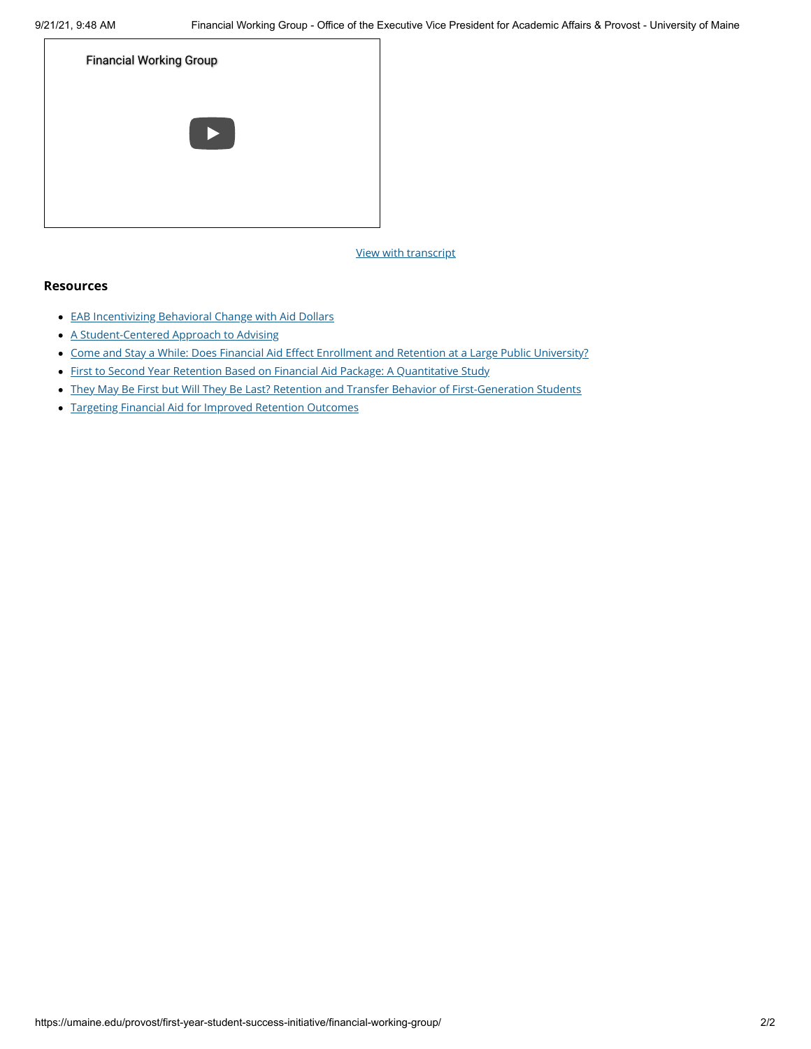Financial Working Group

View with transcript

## Resources

- EAB Incentivizing Behavioral Change with Aid Dollars
- A Student-Centered Approach to Advising
- Come and Stay a While: Does Financial Aid Effect Enrollment and Retention at a Large Public University?
- First to Second Year Retention Based on Financial Aid Package: A Quantitative Study
- They May Be First but Will They Be Last? Retention and Transfer Behavior of First-Generation Students
- Targeting Financial Aid for Improved Retention Outcomes